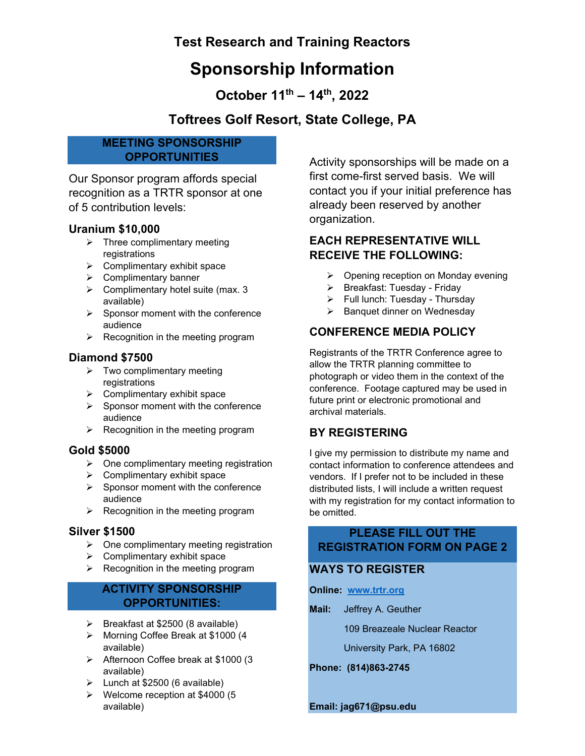# Test Research and Training Reactors

# Sponsorship Information

## October 11th – 14th, 2022

## Toftrees Golf Resort, State College, PA

## MEETING SPONSORSHIP OPPORTUNITIES

Our Sponsor program affords special recognition as a TRTR sponsor at one of 5 contribution levels:

### Uranium $10,000

- Three complimentary meeting registrations
- Complimentary exhibit space
- Complimentary banner
- Complimentary hotel suite (max. 3 available)
- Sponsor moment with the conference audience
- Recognition in the meeting program

### Diamond $7500

- Two complimentary meeting registrations
- Complimentary exhibit space
- Sponsor moment with the conference audience
- Recognition in the meeting program

### Gold $5000

- One complimentary meeting registration
- Complimentary exhibit space
- Sponsor moment with the conference audience
- Recognition in the meeting program

### Silver $1500

- One complimentary meeting registration
- Complimentary exhibit space
- Recognition in the meeting program

## ACTIVITY SPONSORSHIP OPPORTUNITIES:

- Breakfast at $2500 (8 available)
- Morning Coffee Break at $1000 (4 available)
- Afternoon Coffee break at $1000 (3 available)
- Lunch at $2500 (6 available)
- Welcome reception at $4000 (5 available)

Activity sponsorships will be made on a first come-first served basis. We will contact you if your initial preference has already been reserved by another organization.

## EACH REPRESENTATIVE WILL RECEIVE THE FOLLOWING:

- Opening reception on Monday evening
- Breakfast: Tuesday - Friday
- Full lunch: Tuesday - Thursday
- Banquet dinner on Wednesday

## CONFERENCE MEDIA POLICY

Registrants of the TRTR Conference agree to allow the TRTR planning committee to photograph or video them in the context of the conference. Footage captured may be used in future print or electronic promotional and archival materials.

## BY REGISTERING

I give my permission to distribute my name and contact information to conference attendees and vendors. If I prefer not to be included in these distributed lists, I will include a written request with my registration for my contact information to be omitted.

## PLEASE FILL OUT THE REGISTRATION FORM ON PAGE 2

## WAYS TO REGISTER

**Online:** [www.trtr.org](http://www.trtr.org)

**Mail:** Jeffrey A. Geuther
109 Breazeale Nuclear Reactor
University Park, PA 16802

**Phone: (814)863-2745**

**Email: jag671@psu.edu**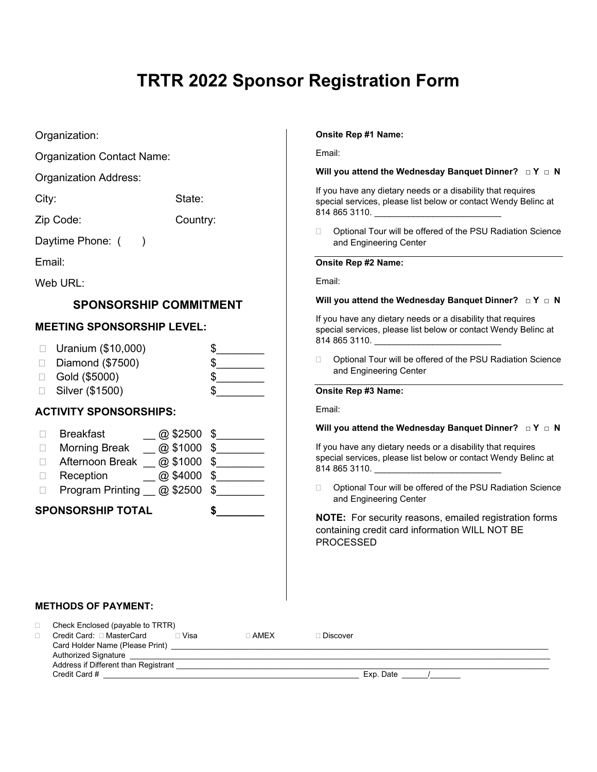# TRTR 2022 Sponsor Registration Form

Organization:

Organization Contact Name:

Organization Address:

City: State:

Zip Code: Country:

Daytime Phone: ( )

Email:

Web URL:

## SPONSORSHIP COMMITMENT

### MEETING SPONSORSHIP LEVEL:

- ☐ Uranium ($10,000) $________
- ☐ Diamond ($7500) $________
- ☐ Gold ($5000) $________
- ☐ Silver ($1500) $________

### ACTIVITY SPONSORSHIPS:

- ☐ Breakfast __ @ $2500 $________
- ☐ Morning Break __ @ $1000 $________
- ☐ Afternoon Break __ @ $1000 $________
- ☐ Reception __ @ $4000 $________
- ☐ Program Printing __ @ $2500 $________

**SPONSORSHIP TOTAL $________**

**Onsite Rep #1 Name:**

Email:

**Will you attend the Wednesday Banquet Dinner? □ Y □ N**

If you have any dietary needs or a disability that requires special services, please list below or contact Wendy Belinc at 814 865 3110. ___________________________

☐ Optional Tour will be offered of the PSU Radiation Science and Engineering Center

**Onsite Rep #2 Name:**

Email:

**Will you attend the Wednesday Banquet Dinner? □ Y □ N**

If you have any dietary needs or a disability that requires special services, please list below or contact Wendy Belinc at 814 865 3110. ___________________________

☐ Optional Tour will be offered of the PSU Radiation Science and Engineering Center

**Onsite Rep #3 Name:**

Email:

**Will you attend the Wednesday Banquet Dinner? □ Y □ N**

If you have any dietary needs or a disability that requires special services, please list below or contact Wendy Belinc at 814 865 3110. ___________________________

☐ Optional Tour will be offered of the PSU Radiation Science and Engineering Center

**NOTE:** For security reasons, emailed registration forms containing credit card information WILL NOT BE PROCESSED

### METHODS OF PAYMENT:

☐ Check Enclosed (payable to TRTR)

☐ Credit Card: ☐ MasterCard ☐ Visa ☐ AMEX ☐ Discover

Card Holder Name (Please Print) ______________________________

Authorized Signature ______________________________

Address if Different than Registrant ______________________________

Credit Card # ______________________________ Exp. Date ______/_______